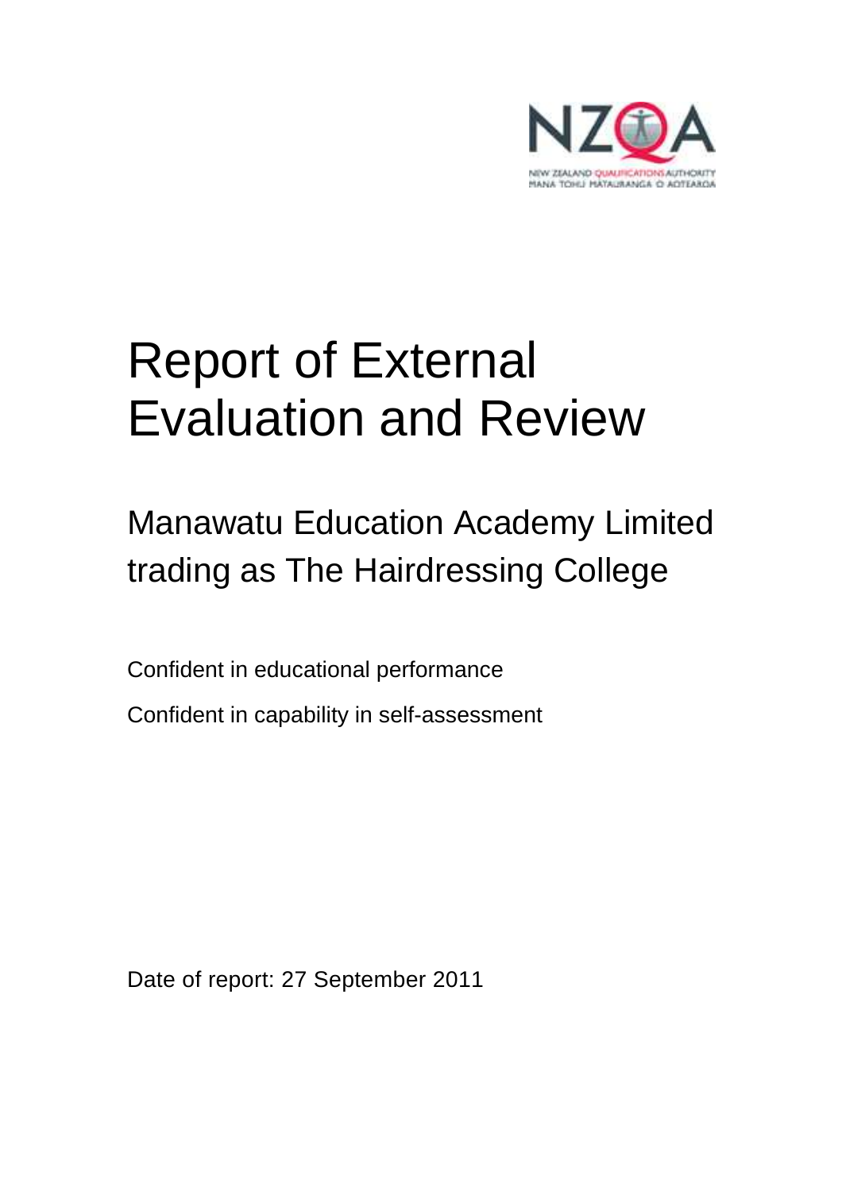# Report of External Evaluation and Review

## Manawatu Education Academy Limited trading as The Hairdressing College

Confident in educational performance

Confident in capability in self-assessment

Date of report: 27 September 2011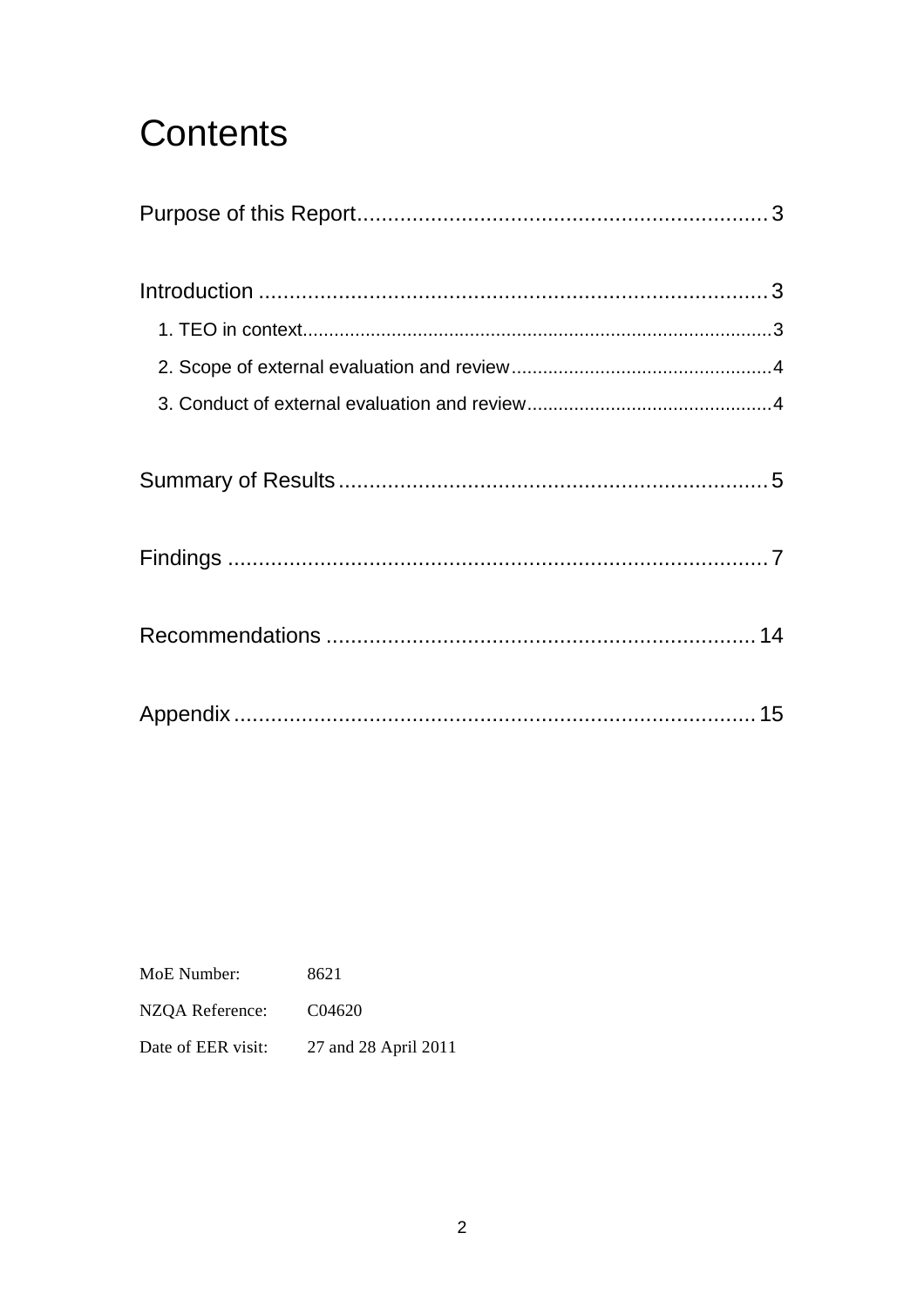# Contents

Purpose of this Report .................................................................. 3

Introduction .................................................................................. 3

1. TEO in context ........................................................................ 3
2. Scope of external evaluation and review .................................... 4
3. Conduct of external evaluation and review .................................. 4

Summary of Results ..................................................................... 5

Findings ....................................................................................... 7

Recommendations ........................................................................ 14

Appendix ..................................................................................... 15

| | |
|---|---|
| MoE Number: | 8621 |
| NZQA Reference: | C04620 |
| Date of EER visit: | 27 and 28 April 2011 |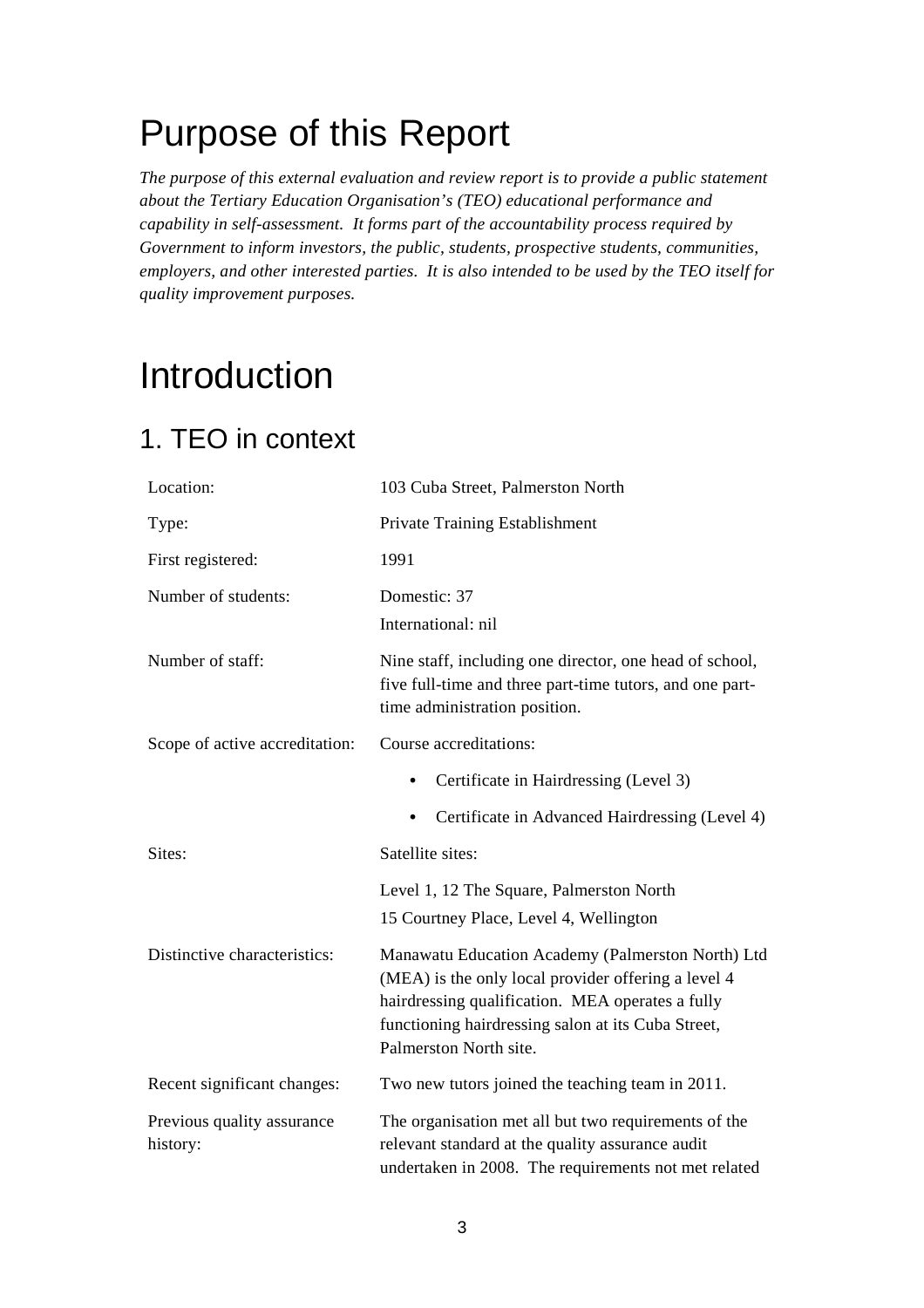# Purpose of this Report

*The purpose of this external evaluation and review report is to provide a public statement about the Tertiary Education Organisation's (TEO) educational performance and capability in self-assessment. It forms part of the accountability process required by Government to inform investors, the public, students, prospective students, communities, employers, and other interested parties. It is also intended to be used by the TEO itself for quality improvement purposes.*

# Introduction

## 1. TEO in context

| | |
|---|---|
| Location: | 103 Cuba Street, Palmerston North |
| Type: | Private Training Establishment |
| First registered: | 1991 |
| Number of students: | Domestic: 37<br>International: nil |
| Number of staff: | Nine staff, including one director, one head of school, five full-time and three part-time tutors, and one part-time administration position. |
| Scope of active accreditation: | Course accreditations:<br>• Certificate in Hairdressing (Level 3)<br>• Certificate in Advanced Hairdressing (Level 4) |
| Sites: | Satellite sites:<br>Level 1, 12 The Square, Palmerston North<br>15 Courtney Place, Level 4, Wellington |
| Distinctive characteristics: | Manawatu Education Academy (Palmerston North) Ltd (MEA) is the only local provider offering a level 4 hairdressing qualification. MEA operates a fully functioning hairdressing salon at its Cuba Street, Palmerston North site. |
| Recent significant changes: | Two new tutors joined the teaching team in 2011. |
| Previous quality assurance history: | The organisation met all but two requirements of the relevant standard at the quality assurance audit undertaken in 2008. The requirements not met related |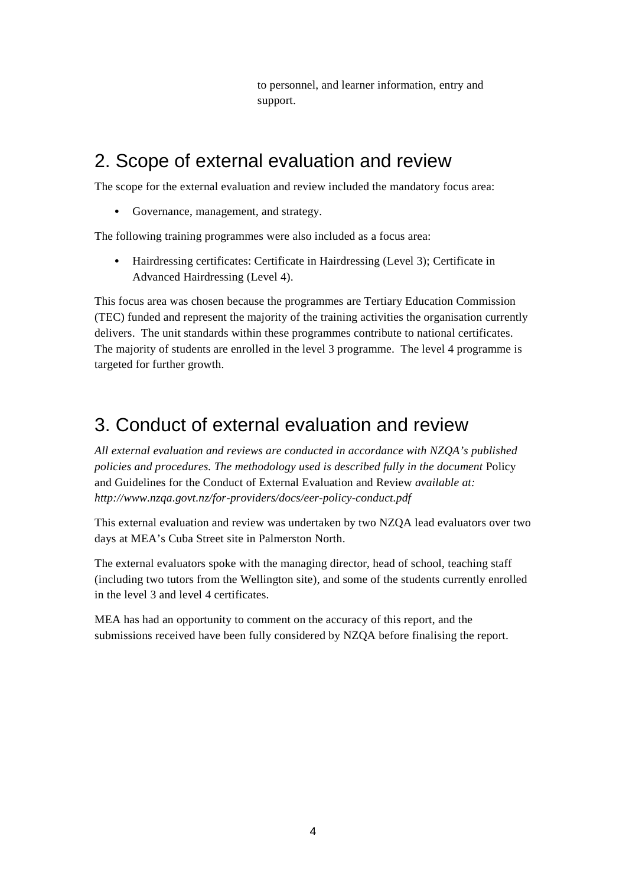to personnel, and learner information, entry and support.

## 2. Scope of external evaluation and review

The scope for the external evaluation and review included the mandatory focus area:

- Governance, management, and strategy.

The following training programmes were also included as a focus area:

- Hairdressing certificates: Certificate in Hairdressing (Level 3); Certificate in Advanced Hairdressing (Level 4).

This focus area was chosen because the programmes are Tertiary Education Commission (TEC) funded and represent the majority of the training activities the organisation currently delivers. The unit standards within these programmes contribute to national certificates. The majority of students are enrolled in the level 3 programme. The level 4 programme is targeted for further growth.

## 3. Conduct of external evaluation and review

*All external evaluation and reviews are conducted in accordance with NZQA's published policies and procedures. The methodology used is described fully in the document* Policy and Guidelines for the Conduct of External Evaluation and Review *available at: http://www.nzqa.govt.nz/for-providers/docs/eer-policy-conduct.pdf*

This external evaluation and review was undertaken by two NZQA lead evaluators over two days at MEA's Cuba Street site in Palmerston North.

The external evaluators spoke with the managing director, head of school, teaching staff (including two tutors from the Wellington site), and some of the students currently enrolled in the level 3 and level 4 certificates.

MEA has had an opportunity to comment on the accuracy of this report, and the submissions received have been fully considered by NZQA before finalising the report.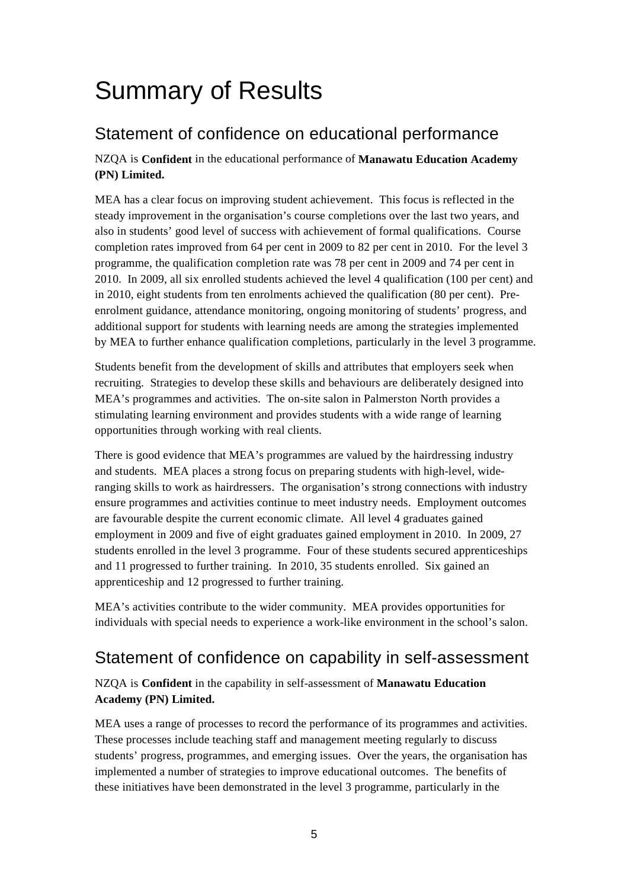# Summary of Results

## Statement of confidence on educational performance

NZQA is **Confident** in the educational performance of **Manawatu Education Academy (PN) Limited.**

MEA has a clear focus on improving student achievement. This focus is reflected in the steady improvement in the organisation's course completions over the last two years, and also in students' good level of success with achievement of formal qualifications. Course completion rates improved from 64 per cent in 2009 to 82 per cent in 2010. For the level 3 programme, the qualification completion rate was 78 per cent in 2009 and 74 per cent in 2010. In 2009, all six enrolled students achieved the level 4 qualification (100 per cent) and in 2010, eight students from ten enrolments achieved the qualification (80 per cent). Pre-enrolment guidance, attendance monitoring, ongoing monitoring of students' progress, and additional support for students with learning needs are among the strategies implemented by MEA to further enhance qualification completions, particularly in the level 3 programme.

Students benefit from the development of skills and attributes that employers seek when recruiting. Strategies to develop these skills and behaviours are deliberately designed into MEA's programmes and activities. The on-site salon in Palmerston North provides a stimulating learning environment and provides students with a wide range of learning opportunities through working with real clients.

There is good evidence that MEA's programmes are valued by the hairdressing industry and students. MEA places a strong focus on preparing students with high-level, wide-ranging skills to work as hairdressers. The organisation's strong connections with industry ensure programmes and activities continue to meet industry needs. Employment outcomes are favourable despite the current economic climate. All level 4 graduates gained employment in 2009 and five of eight graduates gained employment in 2010. In 2009, 27 students enrolled in the level 3 programme. Four of these students secured apprenticeships and 11 progressed to further training. In 2010, 35 students enrolled. Six gained an apprenticeship and 12 progressed to further training.

MEA's activities contribute to the wider community. MEA provides opportunities for individuals with special needs to experience a work-like environment in the school's salon.

## Statement of confidence on capability in self-assessment

NZQA is **Confident** in the capability in self-assessment of **Manawatu Education Academy (PN) Limited.**

MEA uses a range of processes to record the performance of its programmes and activities. These processes include teaching staff and management meeting regularly to discuss students' progress, programmes, and emerging issues. Over the years, the organisation has implemented a number of strategies to improve educational outcomes. The benefits of these initiatives have been demonstrated in the level 3 programme, particularly in the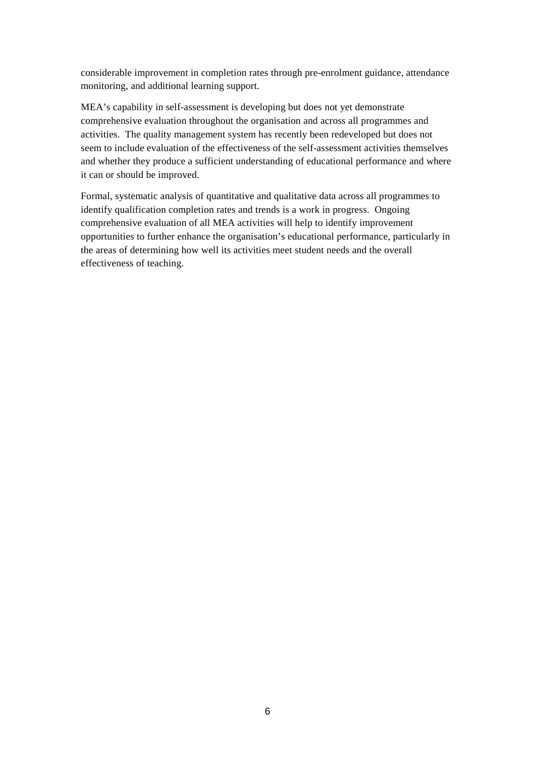considerable improvement in completion rates through pre-enrolment guidance, attendance monitoring, and additional learning support.

MEA's capability in self-assessment is developing but does not yet demonstrate comprehensive evaluation throughout the organisation and across all programmes and activities. The quality management system has recently been redeveloped but does not seem to include evaluation of the effectiveness of the self-assessment activities themselves and whether they produce a sufficient understanding of educational performance and where it can or should be improved.

Formal, systematic analysis of quantitative and qualitative data across all programmes to identify qualification completion rates and trends is a work in progress. Ongoing comprehensive evaluation of all MEA activities will help to identify improvement opportunities to further enhance the organisation's educational performance, particularly in the areas of determining how well its activities meet student needs and the overall effectiveness of teaching.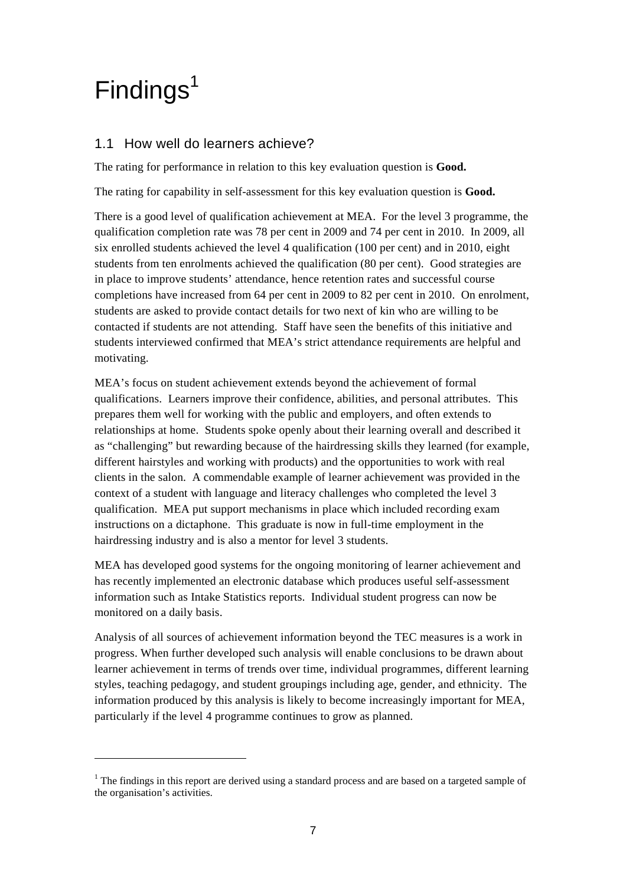# Findings[1]

## 1.1 How well do learners achieve?

The rating for performance in relation to this key evaluation question is **Good.**

The rating for capability in self-assessment for this key evaluation question is **Good.**

There is a good level of qualification achievement at MEA. For the level 3 programme, the qualification completion rate was 78 per cent in 2009 and 74 per cent in 2010. In 2009, all six enrolled students achieved the level 4 qualification (100 per cent) and in 2010, eight students from ten enrolments achieved the qualification (80 per cent). Good strategies are in place to improve students' attendance, hence retention rates and successful course completions have increased from 64 per cent in 2009 to 82 per cent in 2010. On enrolment, students are asked to provide contact details for two next of kin who are willing to be contacted if students are not attending. Staff have seen the benefits of this initiative and students interviewed confirmed that MEA's strict attendance requirements are helpful and motivating.

MEA's focus on student achievement extends beyond the achievement of formal qualifications. Learners improve their confidence, abilities, and personal attributes. This prepares them well for working with the public and employers, and often extends to relationships at home. Students spoke openly about their learning overall and described it as "challenging" but rewarding because of the hairdressing skills they learned (for example, different hairstyles and working with products) and the opportunities to work with real clients in the salon. A commendable example of learner achievement was provided in the context of a student with language and literacy challenges who completed the level 3 qualification. MEA put support mechanisms in place which included recording exam instructions on a dictaphone. This graduate is now in full-time employment in the hairdressing industry and is also a mentor for level 3 students.

MEA has developed good systems for the ongoing monitoring of learner achievement and has recently implemented an electronic database which produces useful self-assessment information such as Intake Statistics reports. Individual student progress can now be monitored on a daily basis.

Analysis of all sources of achievement information beyond the TEC measures is a work in progress. When further developed such analysis will enable conclusions to be drawn about learner achievement in terms of trends over time, individual programmes, different learning styles, teaching pedagogy, and student groupings including age, gender, and ethnicity. The information produced by this analysis is likely to become increasingly important for MEA, particularly if the level 4 programme continues to grow as planned.

---

[1] The findings in this report are derived using a standard process and are based on a targeted sample of the organisation's activities.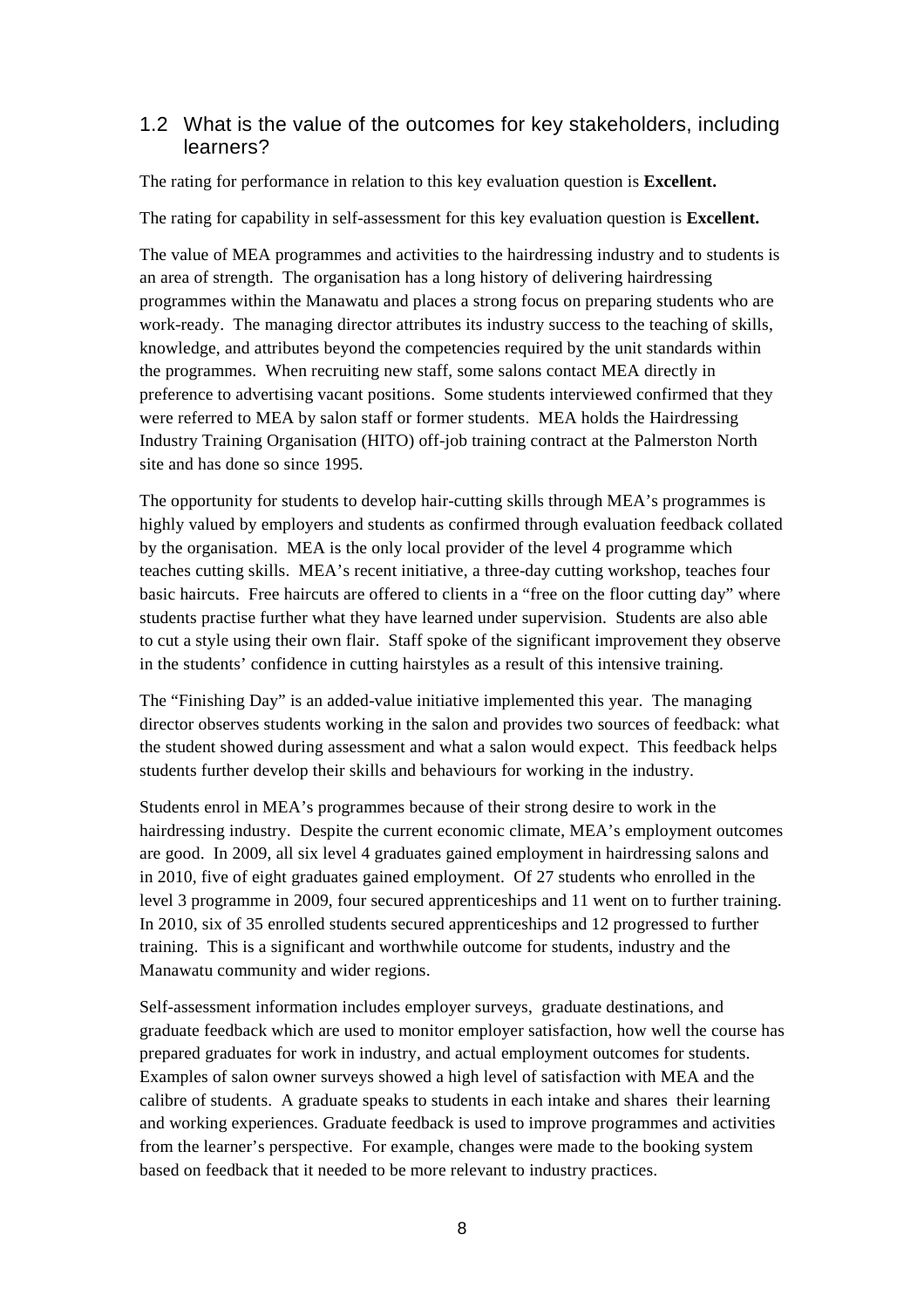## 1.2 What is the value of the outcomes for key stakeholders, including learners?

The rating for performance in relation to this key evaluation question is **Excellent.**

The rating for capability in self-assessment for this key evaluation question is **Excellent.**

The value of MEA programmes and activities to the hairdressing industry and to students is an area of strength. The organisation has a long history of delivering hairdressing programmes within the Manawatu and places a strong focus on preparing students who are work-ready. The managing director attributes its industry success to the teaching of skills, knowledge, and attributes beyond the competencies required by the unit standards within the programmes. When recruiting new staff, some salons contact MEA directly in preference to advertising vacant positions. Some students interviewed confirmed that they were referred to MEA by salon staff or former students. MEA holds the Hairdressing Industry Training Organisation (HITO) off-job training contract at the Palmerston North site and has done so since 1995.

The opportunity for students to develop hair-cutting skills through MEA's programmes is highly valued by employers and students as confirmed through evaluation feedback collated by the organisation. MEA is the only local provider of the level 4 programme which teaches cutting skills. MEA's recent initiative, a three-day cutting workshop, teaches four basic haircuts. Free haircuts are offered to clients in a "free on the floor cutting day" where students practise further what they have learned under supervision. Students are also able to cut a style using their own flair. Staff spoke of the significant improvement they observe in the students' confidence in cutting hairstyles as a result of this intensive training.

The "Finishing Day" is an added-value initiative implemented this year. The managing director observes students working in the salon and provides two sources of feedback: what the student showed during assessment and what a salon would expect. This feedback helps students further develop their skills and behaviours for working in the industry.

Students enrol in MEA's programmes because of their strong desire to work in the hairdressing industry. Despite the current economic climate, MEA's employment outcomes are good. In 2009, all six level 4 graduates gained employment in hairdressing salons and in 2010, five of eight graduates gained employment. Of 27 students who enrolled in the level 3 programme in 2009, four secured apprenticeships and 11 went on to further training. In 2010, six of 35 enrolled students secured apprenticeships and 12 progressed to further training. This is a significant and worthwhile outcome for students, industry and the Manawatu community and wider regions.

Self-assessment information includes employer surveys, graduate destinations, and graduate feedback which are used to monitor employer satisfaction, how well the course has prepared graduates for work in industry, and actual employment outcomes for students. Examples of salon owner surveys showed a high level of satisfaction with MEA and the calibre of students. A graduate speaks to students in each intake and shares their learning and working experiences. Graduate feedback is used to improve programmes and activities from the learner's perspective. For example, changes were made to the booking system based on feedback that it needed to be more relevant to industry practices.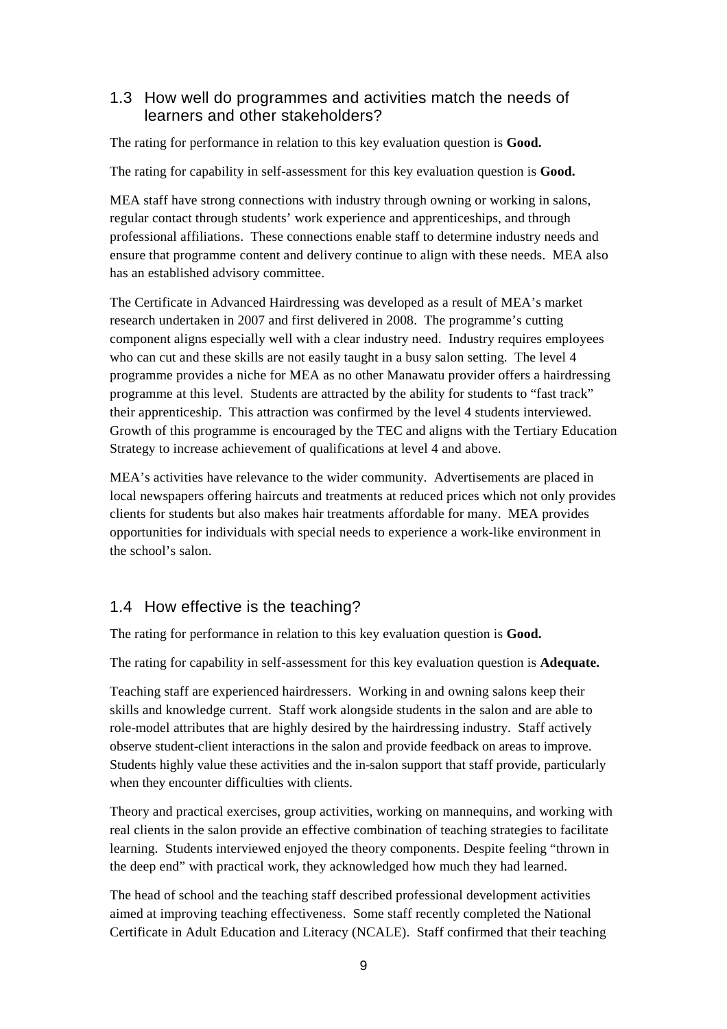## 1.3 How well do programmes and activities match the needs of learners and other stakeholders?

The rating for performance in relation to this key evaluation question is **Good.**

The rating for capability in self-assessment for this key evaluation question is **Good.**

MEA staff have strong connections with industry through owning or working in salons, regular contact through students' work experience and apprenticeships, and through professional affiliations. These connections enable staff to determine industry needs and ensure that programme content and delivery continue to align with these needs. MEA also has an established advisory committee.

The Certificate in Advanced Hairdressing was developed as a result of MEA's market research undertaken in 2007 and first delivered in 2008. The programme's cutting component aligns especially well with a clear industry need. Industry requires employees who can cut and these skills are not easily taught in a busy salon setting. The level 4 programme provides a niche for MEA as no other Manawatu provider offers a hairdressing programme at this level. Students are attracted by the ability for students to "fast track" their apprenticeship. This attraction was confirmed by the level 4 students interviewed. Growth of this programme is encouraged by the TEC and aligns with the Tertiary Education Strategy to increase achievement of qualifications at level 4 and above.

MEA's activities have relevance to the wider community. Advertisements are placed in local newspapers offering haircuts and treatments at reduced prices which not only provides clients for students but also makes hair treatments affordable for many. MEA provides opportunities for individuals with special needs to experience a work-like environment in the school's salon.

## 1.4 How effective is the teaching?

The rating for performance in relation to this key evaluation question is **Good.**

The rating for capability in self-assessment for this key evaluation question is **Adequate.**

Teaching staff are experienced hairdressers. Working in and owning salons keep their skills and knowledge current. Staff work alongside students in the salon and are able to role-model attributes that are highly desired by the hairdressing industry. Staff actively observe student-client interactions in the salon and provide feedback on areas to improve. Students highly value these activities and the in-salon support that staff provide, particularly when they encounter difficulties with clients.

Theory and practical exercises, group activities, working on mannequins, and working with real clients in the salon provide an effective combination of teaching strategies to facilitate learning. Students interviewed enjoyed the theory components. Despite feeling "thrown in the deep end" with practical work, they acknowledged how much they had learned.

The head of school and the teaching staff described professional development activities aimed at improving teaching effectiveness. Some staff recently completed the National Certificate in Adult Education and Literacy (NCALE). Staff confirmed that their teaching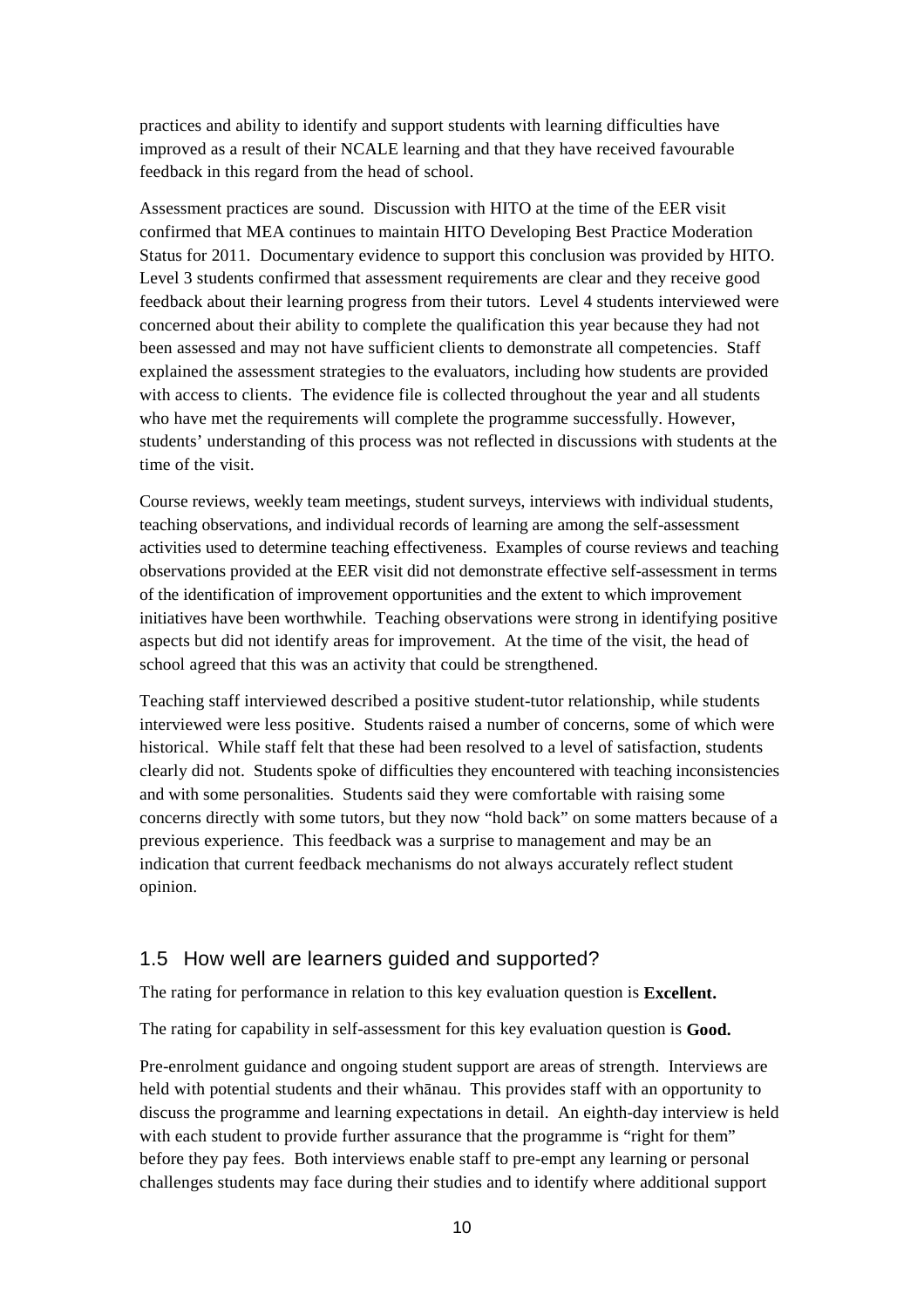practices and ability to identify and support students with learning difficulties have improved as a result of their NCALE learning and that they have received favourable feedback in this regard from the head of school.

Assessment practices are sound. Discussion with HITO at the time of the EER visit confirmed that MEA continues to maintain HITO Developing Best Practice Moderation Status for 2011. Documentary evidence to support this conclusion was provided by HITO. Level 3 students confirmed that assessment requirements are clear and they receive good feedback about their learning progress from their tutors. Level 4 students interviewed were concerned about their ability to complete the qualification this year because they had not been assessed and may not have sufficient clients to demonstrate all competencies. Staff explained the assessment strategies to the evaluators, including how students are provided with access to clients. The evidence file is collected throughout the year and all students who have met the requirements will complete the programme successfully. However, students' understanding of this process was not reflected in discussions with students at the time of the visit.

Course reviews, weekly team meetings, student surveys, interviews with individual students, teaching observations, and individual records of learning are among the self-assessment activities used to determine teaching effectiveness. Examples of course reviews and teaching observations provided at the EER visit did not demonstrate effective self-assessment in terms of the identification of improvement opportunities and the extent to which improvement initiatives have been worthwhile. Teaching observations were strong in identifying positive aspects but did not identify areas for improvement. At the time of the visit, the head of school agreed that this was an activity that could be strengthened.

Teaching staff interviewed described a positive student-tutor relationship, while students interviewed were less positive. Students raised a number of concerns, some of which were historical. While staff felt that these had been resolved to a level of satisfaction, students clearly did not. Students spoke of difficulties they encountered with teaching inconsistencies and with some personalities. Students said they were comfortable with raising some concerns directly with some tutors, but they now "hold back" on some matters because of a previous experience. This feedback was a surprise to management and may be an indication that current feedback mechanisms do not always accurately reflect student opinion.

## 1.5 How well are learners guided and supported?

The rating for performance in relation to this key evaluation question is **Excellent.**

The rating for capability in self-assessment for this key evaluation question is **Good.**

Pre-enrolment guidance and ongoing student support are areas of strength. Interviews are held with potential students and their whānau. This provides staff with an opportunity to discuss the programme and learning expectations in detail. An eighth-day interview is held with each student to provide further assurance that the programme is "right for them" before they pay fees. Both interviews enable staff to pre-empt any learning or personal challenges students may face during their studies and to identify where additional support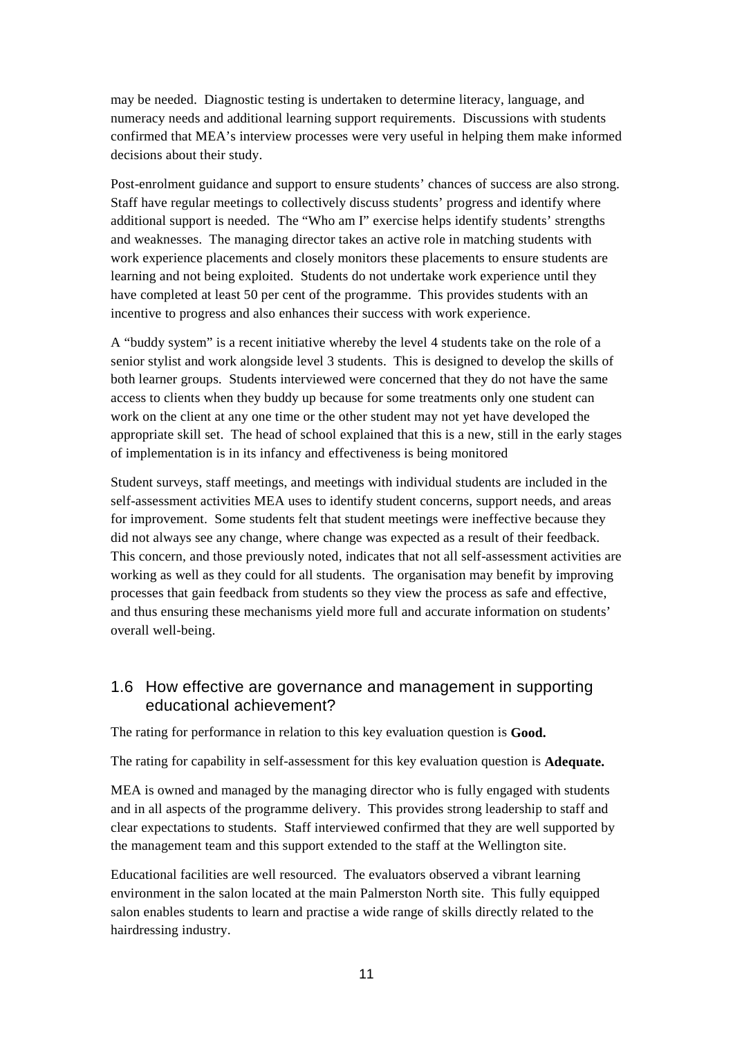may be needed. Diagnostic testing is undertaken to determine literacy, language, and numeracy needs and additional learning support requirements. Discussions with students confirmed that MEA's interview processes were very useful in helping them make informed decisions about their study.

Post-enrolment guidance and support to ensure students' chances of success are also strong. Staff have regular meetings to collectively discuss students' progress and identify where additional support is needed. The "Who am I" exercise helps identify students' strengths and weaknesses. The managing director takes an active role in matching students with work experience placements and closely monitors these placements to ensure students are learning and not being exploited. Students do not undertake work experience until they have completed at least 50 per cent of the programme. This provides students with an incentive to progress and also enhances their success with work experience.

A "buddy system" is a recent initiative whereby the level 4 students take on the role of a senior stylist and work alongside level 3 students. This is designed to develop the skills of both learner groups. Students interviewed were concerned that they do not have the same access to clients when they buddy up because for some treatments only one student can work on the client at any one time or the other student may not yet have developed the appropriate skill set. The head of school explained that this is a new, still in the early stages of implementation is in its infancy and effectiveness is being monitored

Student surveys, staff meetings, and meetings with individual students are included in the self-assessment activities MEA uses to identify student concerns, support needs, and areas for improvement. Some students felt that student meetings were ineffective because they did not always see any change, where change was expected as a result of their feedback. This concern, and those previously noted, indicates that not all self-assessment activities are working as well as they could for all students. The organisation may benefit by improving processes that gain feedback from students so they view the process as safe and effective, and thus ensuring these mechanisms yield more full and accurate information on students' overall well-being.

## 1.6 How effective are governance and management in supporting educational achievement?

The rating for performance in relation to this key evaluation question is **Good.**

The rating for capability in self-assessment for this key evaluation question is **Adequate.**

MEA is owned and managed by the managing director who is fully engaged with students and in all aspects of the programme delivery. This provides strong leadership to staff and clear expectations to students. Staff interviewed confirmed that they are well supported by the management team and this support extended to the staff at the Wellington site.

Educational facilities are well resourced. The evaluators observed a vibrant learning environment in the salon located at the main Palmerston North site. This fully equipped salon enables students to learn and practise a wide range of skills directly related to the hairdressing industry.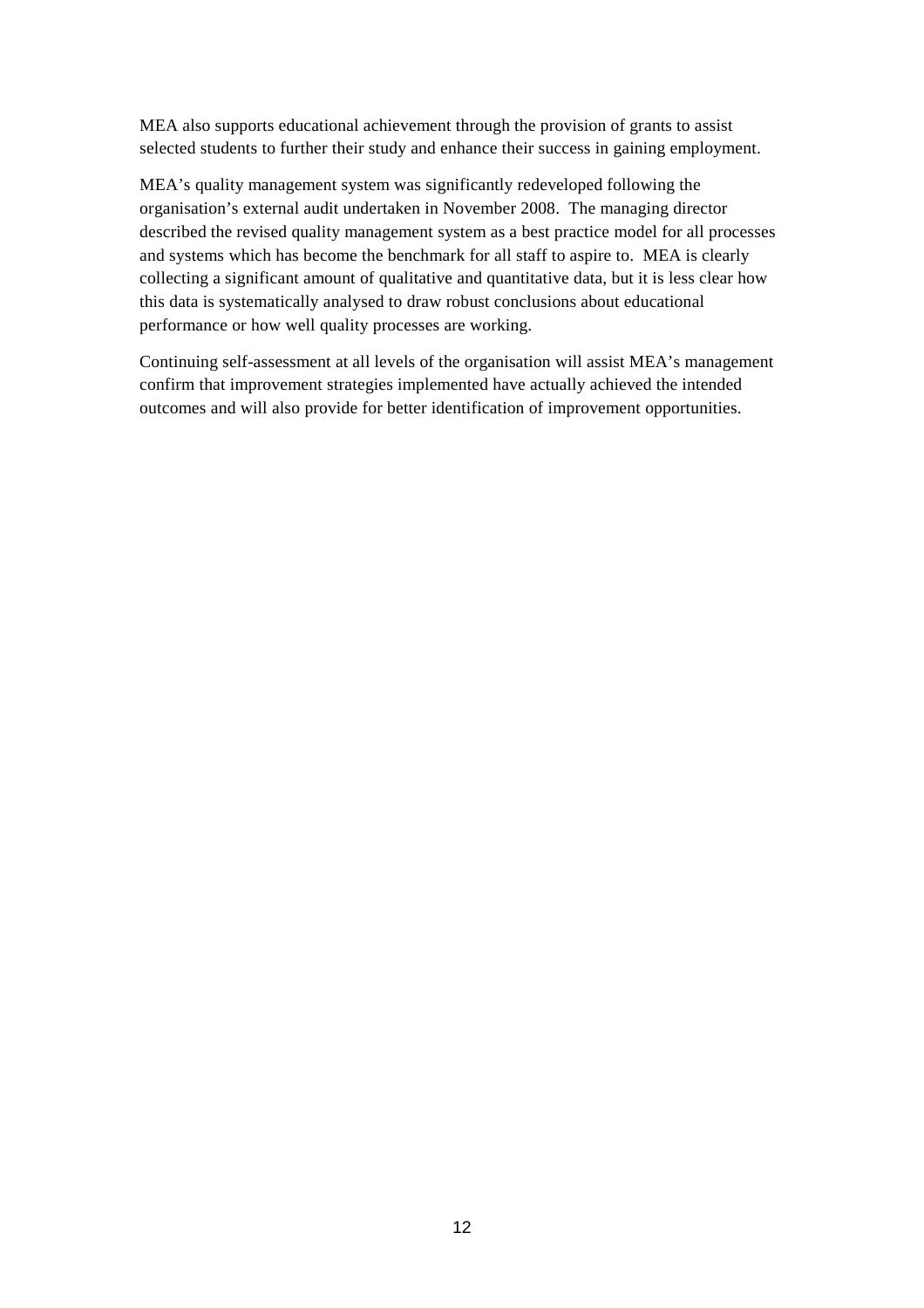MEA also supports educational achievement through the provision of grants to assist selected students to further their study and enhance their success in gaining employment.

MEA's quality management system was significantly redeveloped following the organisation's external audit undertaken in November 2008. The managing director described the revised quality management system as a best practice model for all processes and systems which has become the benchmark for all staff to aspire to. MEA is clearly collecting a significant amount of qualitative and quantitative data, but it is less clear how this data is systematically analysed to draw robust conclusions about educational performance or how well quality processes are working.

Continuing self-assessment at all levels of the organisation will assist MEA's management confirm that improvement strategies implemented have actually achieved the intended outcomes and will also provide for better identification of improvement opportunities.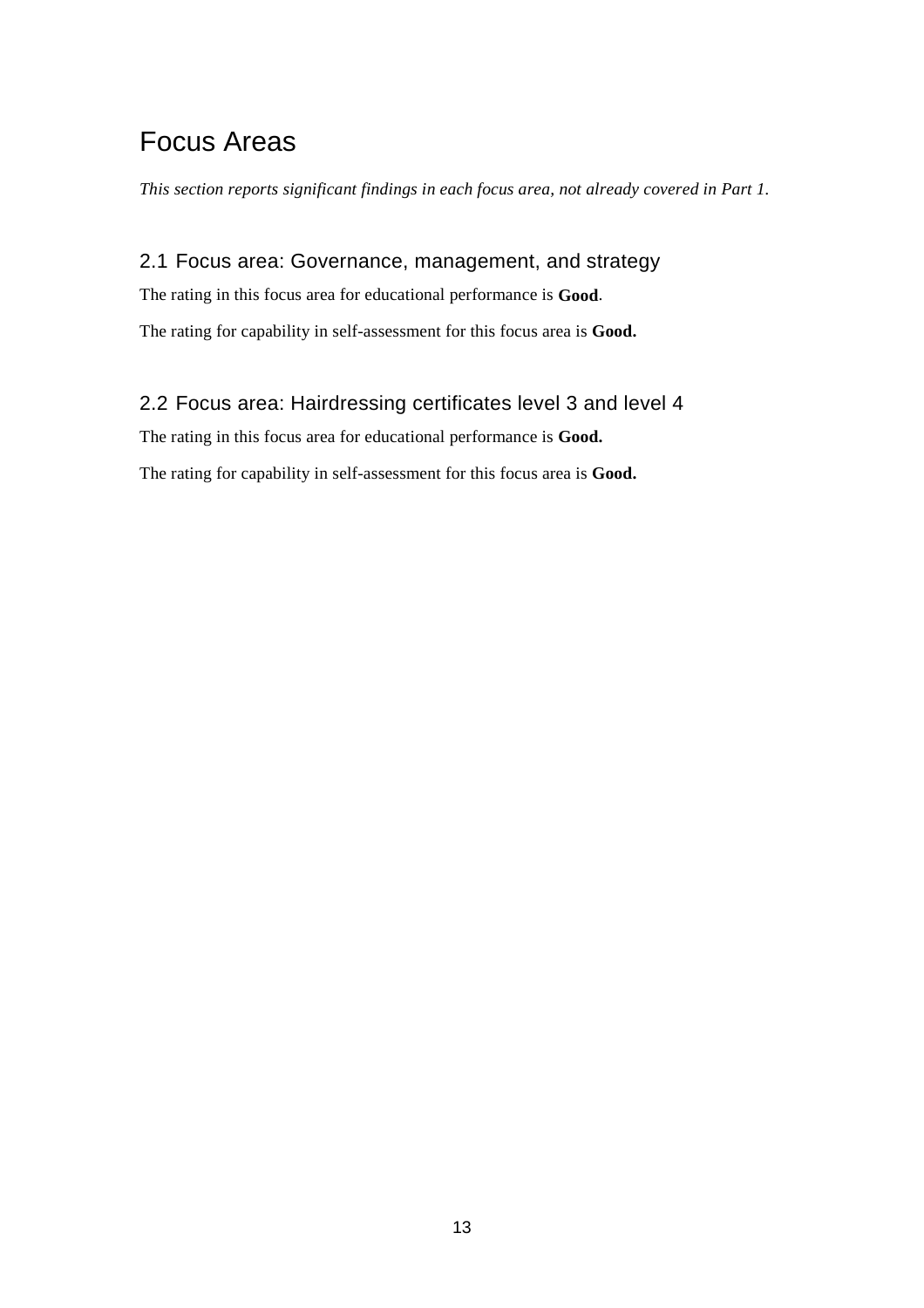# Focus Areas

*This section reports significant findings in each focus area, not already covered in Part 1.*

## 2.1 Focus area: Governance, management, and strategy

The rating in this focus area for educational performance is **Good**.

The rating for capability in self-assessment for this focus area is **Good.**

## 2.2 Focus area: Hairdressing certificates level 3 and level 4

The rating in this focus area for educational performance is **Good.**

The rating for capability in self-assessment for this focus area is **Good.**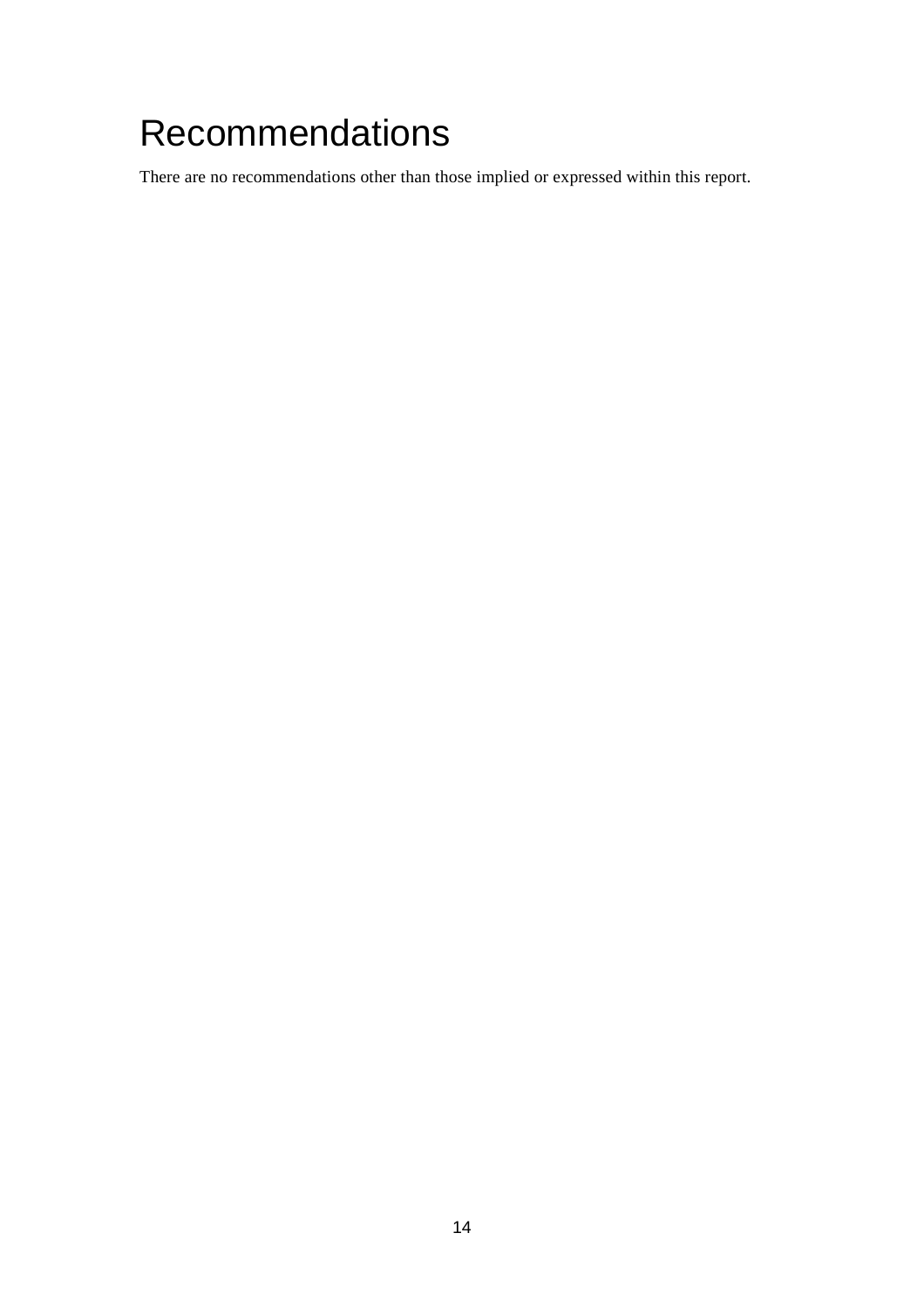# Recommendations

There are no recommendations other than those implied or expressed within this report.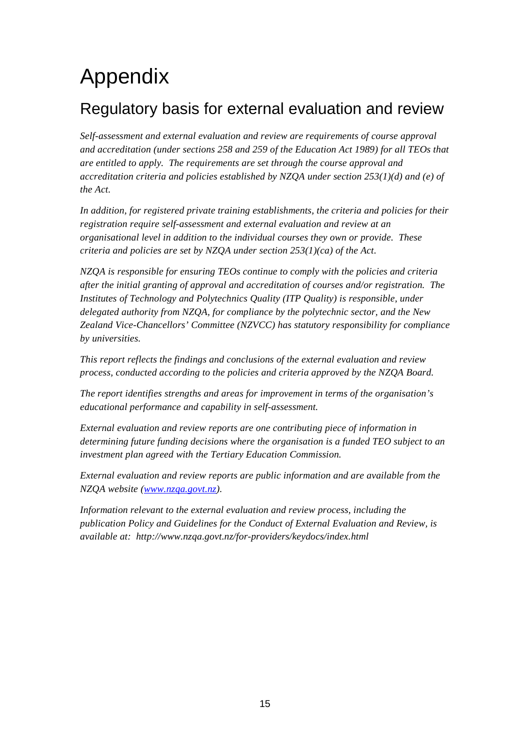# Appendix

## Regulatory basis for external evaluation and review

*Self-assessment and external evaluation and review are requirements of course approval and accreditation (under sections 258 and 259 of the Education Act 1989) for all TEOs that are entitled to apply. The requirements are set through the course approval and accreditation criteria and policies established by NZQA under section 253(1)(d) and (e) of the Act.*

*In addition, for registered private training establishments, the criteria and policies for their registration require self-assessment and external evaluation and review at an organisational level in addition to the individual courses they own or provide. These criteria and policies are set by NZQA under section 253(1)(ca) of the Act.*

*NZQA is responsible for ensuring TEOs continue to comply with the policies and criteria after the initial granting of approval and accreditation of courses and/or registration. The Institutes of Technology and Polytechnics Quality (ITP Quality) is responsible, under delegated authority from NZQA, for compliance by the polytechnic sector, and the New Zealand Vice-Chancellors' Committee (NZVCC) has statutory responsibility for compliance by universities.*

*This report reflects the findings and conclusions of the external evaluation and review process, conducted according to the policies and criteria approved by the NZQA Board.*

*The report identifies strengths and areas for improvement in terms of the organisation's educational performance and capability in self-assessment.*

*External evaluation and review reports are one contributing piece of information in determining future funding decisions where the organisation is a funded TEO subject to an investment plan agreed with the Tertiary Education Commission.*

*External evaluation and review reports are public information and are available from the NZQA website ([www.nzqa.govt.nz](www.nzqa.govt.nz)).*

*Information relevant to the external evaluation and review process, including the publication Policy and Guidelines for the Conduct of External Evaluation and Review, is available at: http://www.nzqa.govt.nz/for-providers/keydocs/index.html*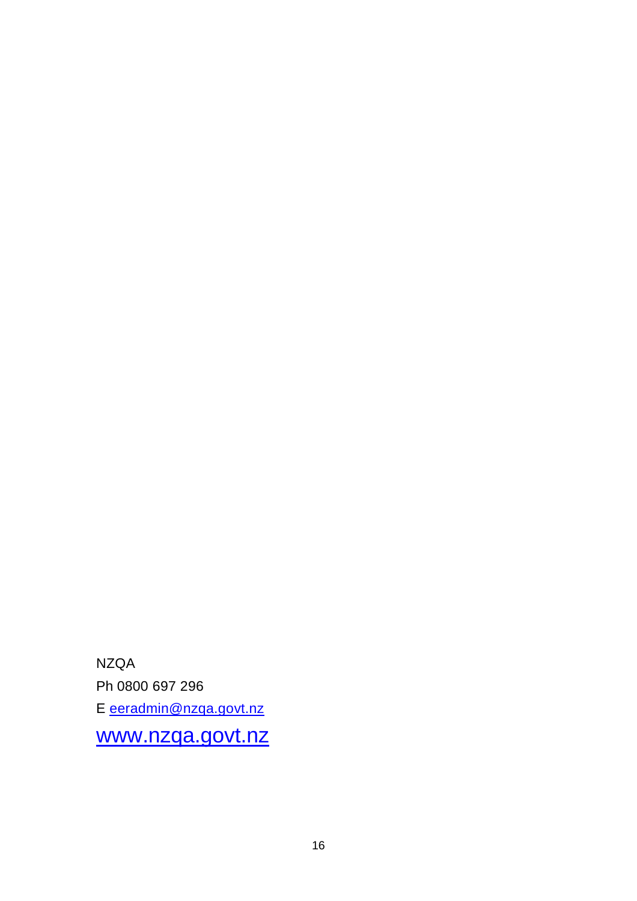NZQA

Ph 0800 697 296

E [eeradmin@nzqa.govt.nz](mailto:eeradmin@nzqa.govt.nz)

[www.nzqa.govt.nz](http://www.nzqa.govt.nz)